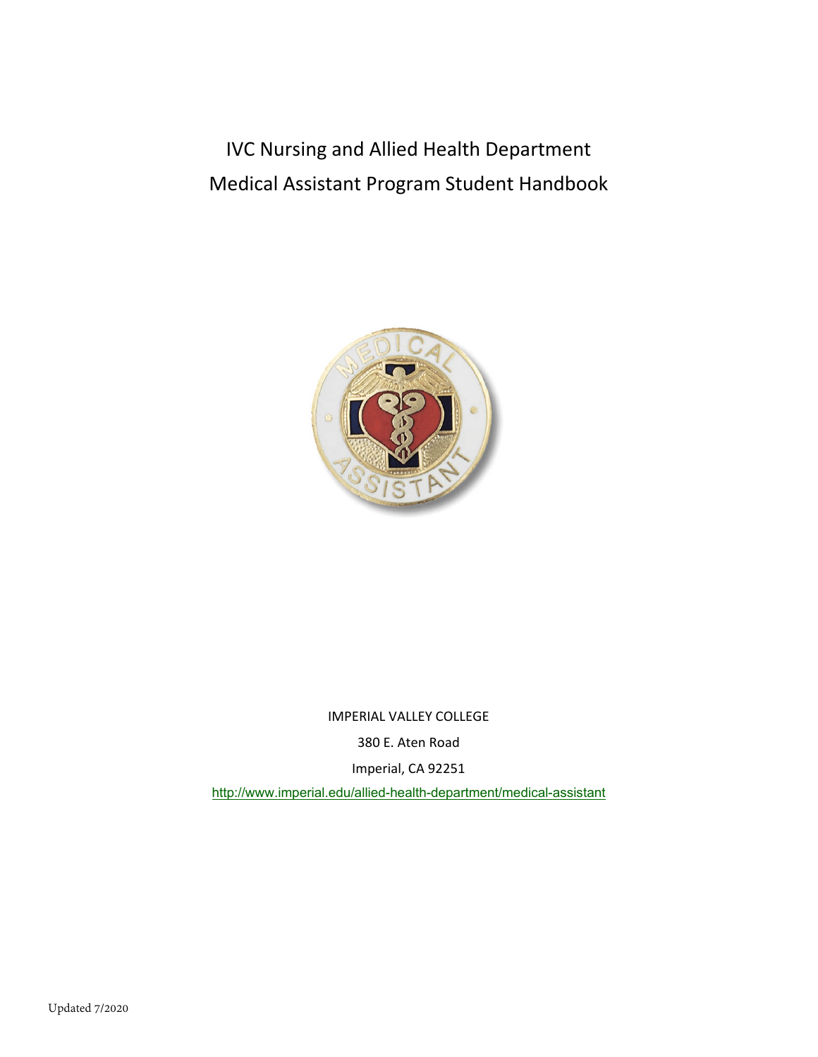# IVC Nursing and Allied Health Department
# Medical Assistant Program Student Handbook

IMPERIAL VALLEY COLLEGE

380 E. Aten Road

Imperial, CA 92251

http://www.imperial.edu/allied-health-department/medical-assistant

Updated 7/2020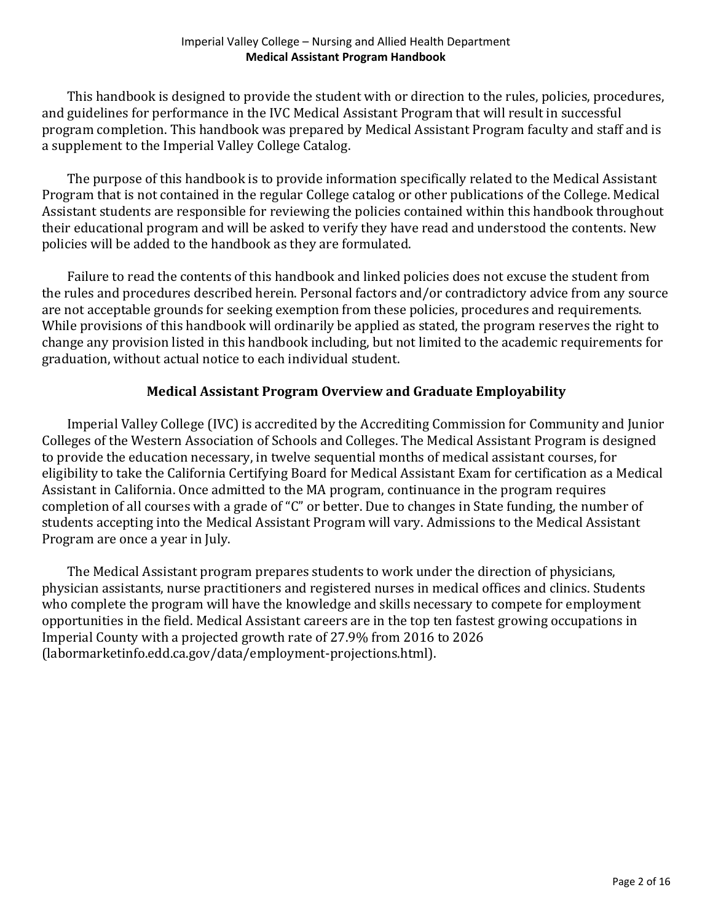This handbook is designed to provide the student with or direction to the rules, policies, procedures, and guidelines for performance in the IVC Medical Assistant Program that will result in successful program completion. This handbook was prepared by Medical Assistant Program faculty and staff and is a supplement to the Imperial Valley College Catalog.

The purpose of this handbook is to provide information specifically related to the Medical Assistant Program that is not contained in the regular College catalog or other publications of the College. Medical Assistant students are responsible for reviewing the policies contained within this handbook throughout their educational program and will be asked to verify they have read and understood the contents. New policies will be added to the handbook as they are formulated.

Failure to read the contents of this handbook and linked policies does not excuse the student from the rules and procedures described herein. Personal factors and/or contradictory advice from any source are not acceptable grounds for seeking exemption from these policies, procedures and requirements. While provisions of this handbook will ordinarily be applied as stated, the program reserves the right to change any provision listed in this handbook including, but not limited to the academic requirements for graduation, without actual notice to each individual student.

## Medical Assistant Program Overview and Graduate Employability

Imperial Valley College (IVC) is accredited by the Accrediting Commission for Community and Junior Colleges of the Western Association of Schools and Colleges. The Medical Assistant Program is designed to provide the education necessary, in twelve sequential months of medical assistant courses, for eligibility to take the California Certifying Board for Medical Assistant Exam for certification as a Medical Assistant in California. Once admitted to the MA program, continuance in the program requires completion of all courses with a grade of "C" or better. Due to changes in State funding, the number of students accepting into the Medical Assistant Program will vary. Admissions to the Medical Assistant Program are once a year in July.

The Medical Assistant program prepares students to work under the direction of physicians, physician assistants, nurse practitioners and registered nurses in medical offices and clinics. Students who complete the program will have the knowledge and skills necessary to compete for employment opportunities in the field. Medical Assistant careers are in the top ten fastest growing occupations in Imperial County with a projected growth rate of 27.9% from 2016 to 2026 (labormarketinfo.edd.ca.gov/data/employment-projections.html).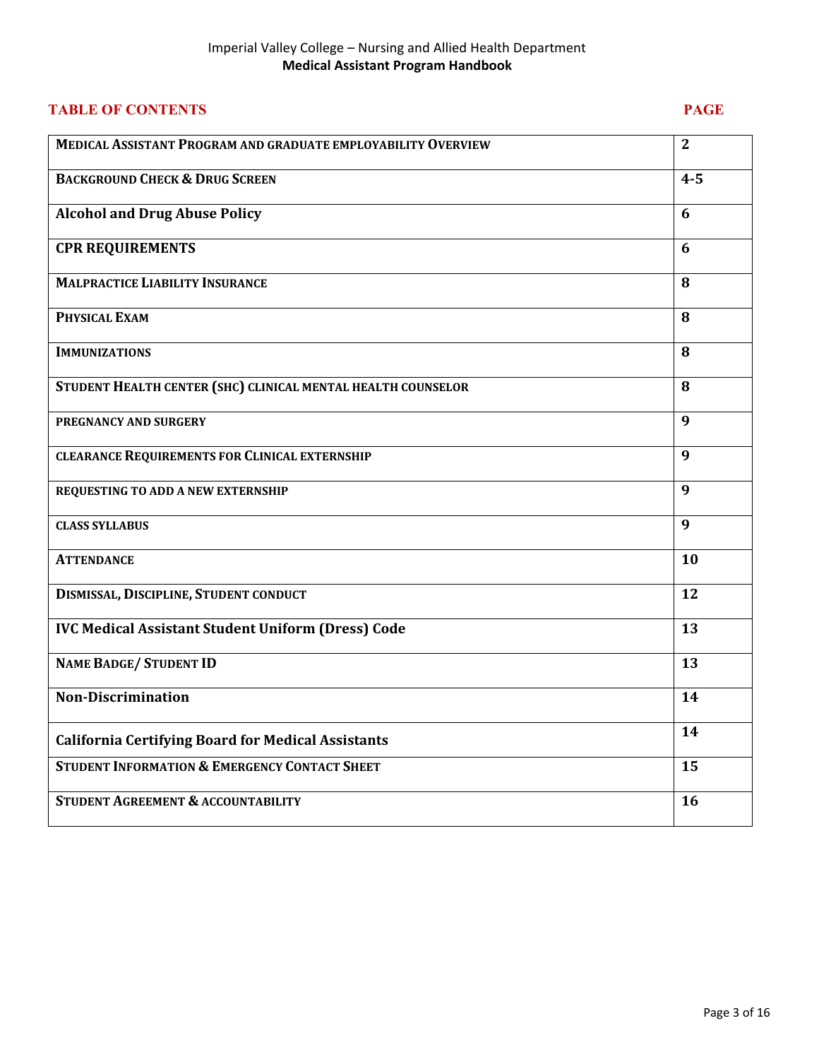## TABLE OF CONTENTS

| | PAGE |
|---|---|
| **MEDICAL ASSISTANT PROGRAM AND GRADUATE EMPLOYABILITY OVERVIEW** | **2** |
| **BACKGROUND CHECK & DRUG SCREEN** | **4-5** |
| **Alcohol and Drug Abuse Policy** | **6** |
| **CPR REQUIREMENTS** | **6** |
| **MALPRACTICE LIABILITY INSURANCE** | **8** |
| **PHYSICAL EXAM** | **8** |
| **IMMUNIZATIONS** | **8** |
| **STUDENT HEALTH CENTER (SHC) CLINICAL MENTAL HEALTH COUNSELOR** | **8** |
| **PREGNANCY AND SURGERY** | **9** |
| **CLEARANCE REQUIREMENTS FOR CLINICAL EXTERNSHIP** | **9** |
| **REQUESTING TO ADD A NEW EXTERNSHIP** | **9** |
| **CLASS SYLLABUS** | **9** |
| **ATTENDANCE** | **10** |
| **DISMISSAL, DISCIPLINE, STUDENT CONDUCT** | **12** |
| **IVC Medical Assistant Student Uniform (Dress) Code** | **13** |
| **NAME BADGE/ STUDENT ID** | **13** |
| **Non-Discrimination** | **14** |
| **California Certifying Board for Medical Assistants** | **14** |
| **STUDENT INFORMATION & EMERGENCY CONTACT SHEET** | **15** |
| **STUDENT AGREEMENT & ACCOUNTABILITY** | **16** |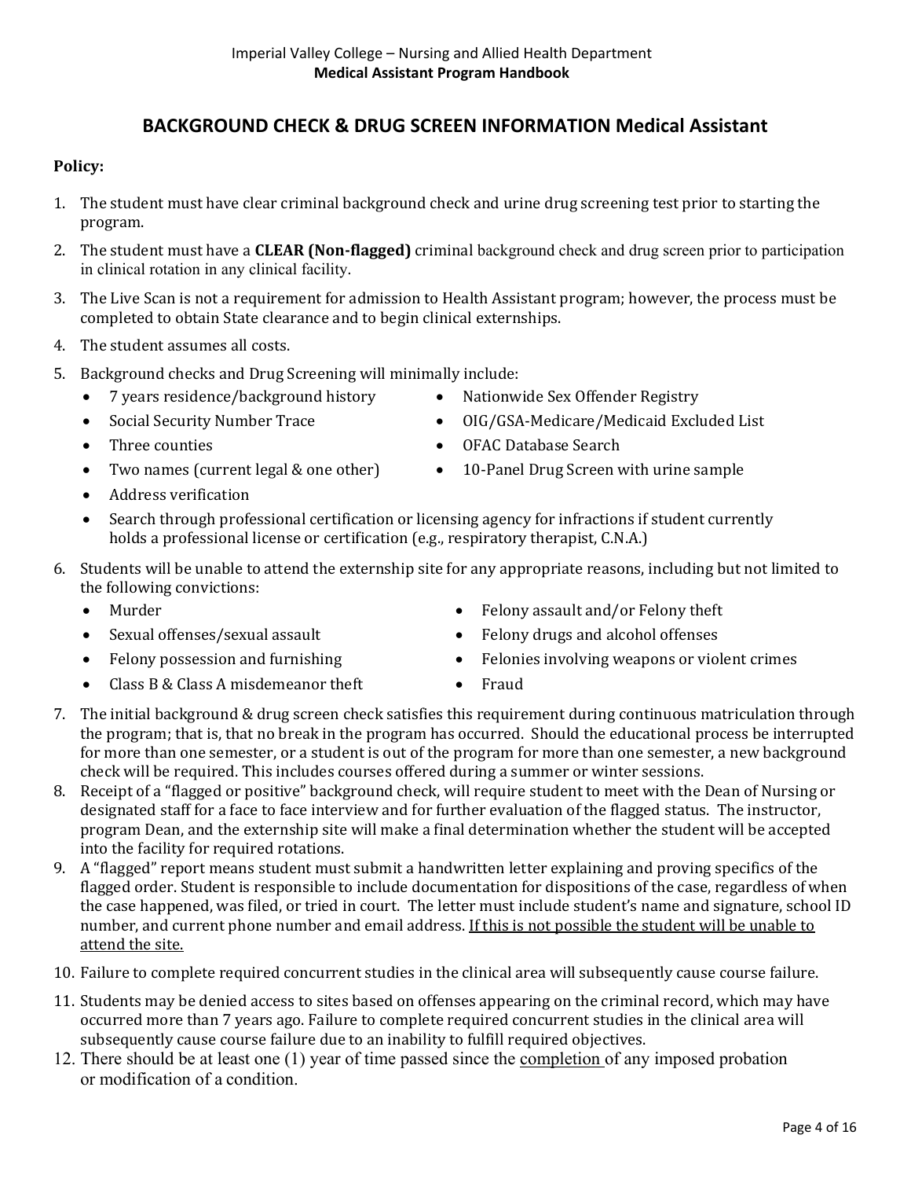## BACKGROUND CHECK & DRUG SCREEN INFORMATION Medical Assistant

**Policy:**

1. The student must have clear criminal background check and urine drug screening test prior to starting the program.
2. The student must have a **CLEAR (Non-flagged)** criminal background check and drug screen prior to participation in clinical rotation in any clinical facility.
3. The Live Scan is not a requirement for admission to Health Assistant program; however, the process must be completed to obtain State clearance and to begin clinical externships.
4. The student assumes all costs.
5. Background checks and Drug Screening will minimally include:
   - 7 years residence/background history
   - Social Security Number Trace
   - Three counties
   - Two names (current legal & one other)
   - Nationwide Sex Offender Registry
   - OIG/GSA-Medicare/Medicaid Excluded List
   - OFAC Database Search
   - 10-Panel Drug Screen with urine sample
   - Address verification
   - Search through professional certification or licensing agency for infractions if student currently holds a professional license or certification (e.g., respiratory therapist, C.N.A.)
6. Students will be unable to attend the externship site for any appropriate reasons, including but not limited to the following convictions:
   - Murder
   - Sexual offenses/sexual assault
   - Felony possession and furnishing
   - Class B & Class A misdemeanor theft
   - Felony assault and/or Felony theft
   - Felony drugs and alcohol offenses
   - Felonies involving weapons or violent crimes
   - Fraud
7. The initial background & drug screen check satisfies this requirement during continuous matriculation through the program; that is, that no break in the program has occurred. Should the educational process be interrupted for more than one semester, or a student is out of the program for more than one semester, a new background check will be required. This includes courses offered during a summer or winter sessions.
8. Receipt of a "flagged or positive" background check, will require student to meet with the Dean of Nursing or designated staff for a face to face interview and for further evaluation of the flagged status. The instructor, program Dean, and the externship site will make a final determination whether the student will be accepted into the facility for required rotations.
9. A "flagged" report means student must submit a handwritten letter explaining and proving specifics of the flagged order. Student is responsible to include documentation for dispositions of the case, regardless of when the case happened, was filed, or tried in court. The letter must include student's name and signature, school ID number, and current phone number and email address. <u>If this is not possible the student will be unable to attend the site.</u>
10. Failure to complete required concurrent studies in the clinical area will subsequently cause course failure.
11. Students may be denied access to sites based on offenses appearing on the criminal record, which may have occurred more than 7 years ago. Failure to complete required concurrent studies in the clinical area will subsequently cause course failure due to an inability to fulfill required objectives.
12. There should be at least one (1) year of time passed since the <u>completion</u> of any imposed probation or modification of a condition.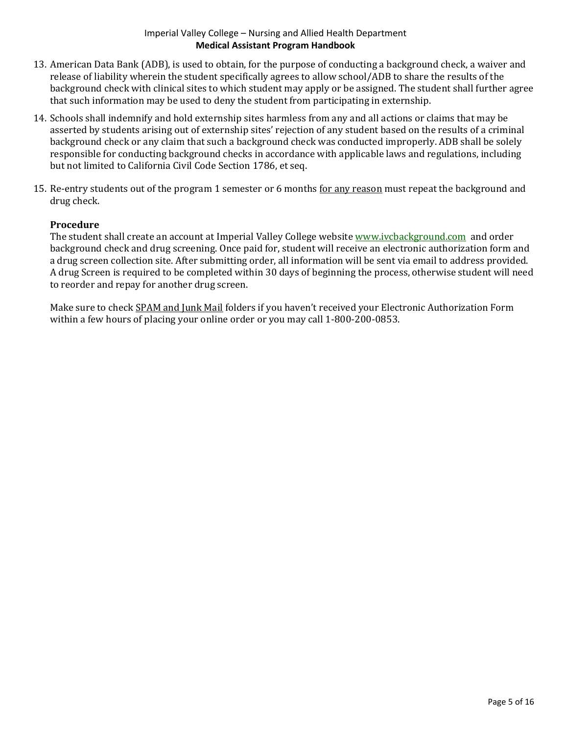13. American Data Bank (ADB), is used to obtain, for the purpose of conducting a background check, a waiver and release of liability wherein the student specifically agrees to allow school/ADB to share the results of the background check with clinical sites to which student may apply or be assigned. The student shall further agree that such information may be used to deny the student from participating in externship.

14. Schools shall indemnify and hold externship sites harmless from any and all actions or claims that may be asserted by students arising out of externship sites' rejection of any student based on the results of a criminal background check or any claim that such a background check was conducted improperly. ADB shall be solely responsible for conducting background checks in accordance with applicable laws and regulations, including but not limited to California Civil Code Section 1786, et seq.

15. Re-entry students out of the program 1 semester or 6 months <u>for any reason</u> must repeat the background and drug check.

**Procedure**

The student shall create an account at Imperial Valley College website [www.ivcbackground.com](http://www.ivcbackground.com) and order background check and drug screening. Once paid for, student will receive an electronic authorization form and a drug screen collection site. After submitting order, all information will be sent via email to address provided. A drug Screen is required to be completed within 30 days of beginning the process, otherwise student will need to reorder and repay for another drug screen.

Make sure to check <u>SPAM and Junk Mail</u> folders if you haven't received your Electronic Authorization Form within a few hours of placing your online order or you may call 1-800-200-0853.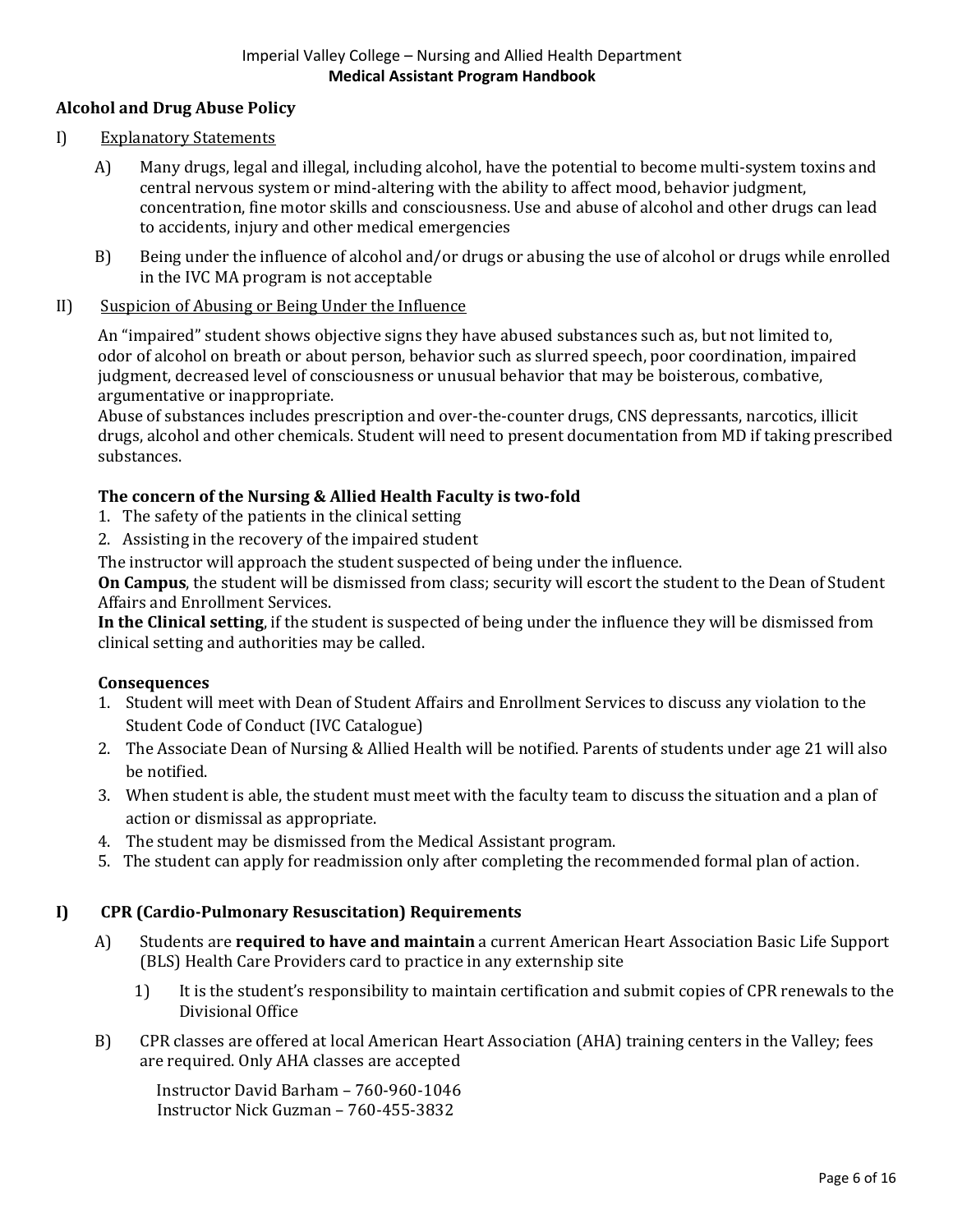## Alcohol and Drug Abuse Policy

I) Explanatory Statements

A) Many drugs, legal and illegal, including alcohol, have the potential to become multi-system toxins and central nervous system or mind-altering with the ability to affect mood, behavior judgment, concentration, fine motor skills and consciousness. Use and abuse of alcohol and other drugs can lead to accidents, injury and other medical emergencies

B) Being under the influence of alcohol and/or drugs or abusing the use of alcohol or drugs while enrolled in the IVC MA program is not acceptable

II) Suspicion of Abusing or Being Under the Influence

An "impaired" student shows objective signs they have abused substances such as, but not limited to, odor of alcohol on breath or about person, behavior such as slurred speech, poor coordination, impaired judgment, decreased level of consciousness or unusual behavior that may be boisterous, combative, argumentative or inappropriate.

Abuse of substances includes prescription and over-the-counter drugs, CNS depressants, narcotics, illicit drugs, alcohol and other chemicals. Student will need to present documentation from MD if taking prescribed substances.

**The concern of the Nursing & Allied Health Faculty is two-fold**

1. The safety of the patients in the clinical setting
2. Assisting in the recovery of the impaired student

The instructor will approach the student suspected of being under the influence.

**On Campus**, the student will be dismissed from class; security will escort the student to the Dean of Student Affairs and Enrollment Services.

**In the Clinical setting**, if the student is suspected of being under the influence they will be dismissed from clinical setting and authorities may be called.

**Consequences**

1. Student will meet with Dean of Student Affairs and Enrollment Services to discuss any violation to the Student Code of Conduct (IVC Catalogue)
2. The Associate Dean of Nursing & Allied Health will be notified. Parents of students under age 21 will also be notified.
3. When student is able, the student must meet with the faculty team to discuss the situation and a plan of action or dismissal as appropriate.
4. The student may be dismissed from the Medical Assistant program.
5. The student can apply for readmission only after completing the recommended formal plan of action.

## I) CPR (Cardio-Pulmonary Resuscitation) Requirements

A) Students are **required to have and maintain** a current American Heart Association Basic Life Support (BLS) Health Care Providers card to practice in any externship site

1) It is the student's responsibility to maintain certification and submit copies of CPR renewals to the Divisional Office

B) CPR classes are offered at local American Heart Association (AHA) training centers in the Valley; fees are required. Only AHA classes are accepted

Instructor David Barham – 760-960-1046
Instructor Nick Guzman – 760-455-3832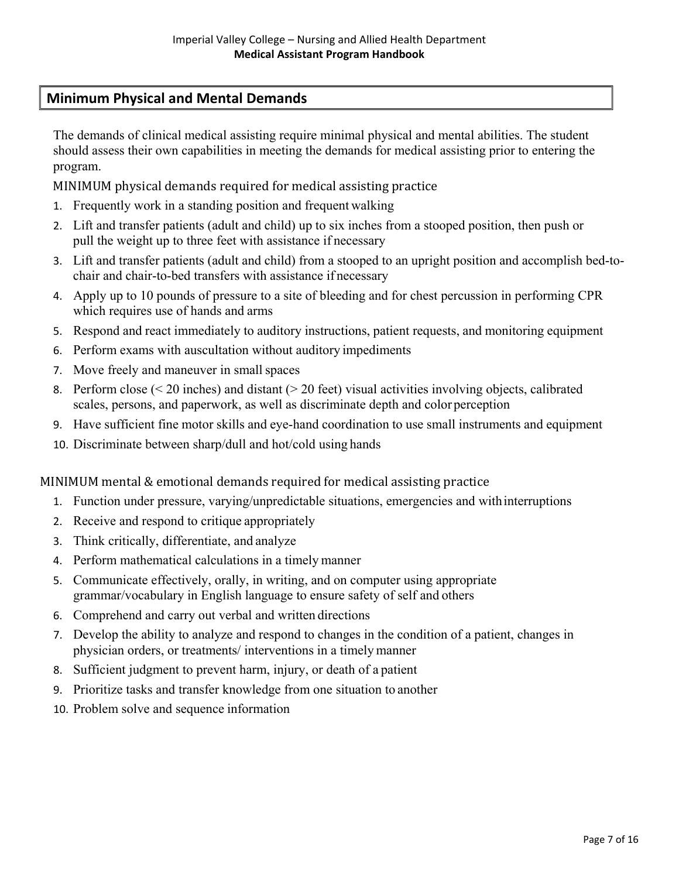## Minimum Physical and Mental Demands

The demands of clinical medical assisting require minimal physical and mental abilities. The student should assess their own capabilities in meeting the demands for medical assisting prior to entering the program.

MINIMUM physical demands required for medical assisting practice

1. Frequently work in a standing position and frequent walking
2. Lift and transfer patients (adult and child) up to six inches from a stooped position, then push or pull the weight up to three feet with assistance if necessary
3. Lift and transfer patients (adult and child) from a stooped to an upright position and accomplish bed-to-chair and chair-to-bed transfers with assistance if necessary
4. Apply up to 10 pounds of pressure to a site of bleeding and for chest percussion in performing CPR which requires use of hands and arms
5. Respond and react immediately to auditory instructions, patient requests, and monitoring equipment
6. Perform exams with auscultation without auditory impediments
7. Move freely and maneuver in small spaces
8. Perform close (< 20 inches) and distant (> 20 feet) visual activities involving objects, calibrated scales, persons, and paperwork, as well as discriminate depth and color perception
9. Have sufficient fine motor skills and eye-hand coordination to use small instruments and equipment
10. Discriminate between sharp/dull and hot/cold using hands

MINIMUM mental & emotional demands required for medical assisting practice

1. Function under pressure, varying/unpredictable situations, emergencies and with interruptions
2. Receive and respond to critique appropriately
3. Think critically, differentiate, and analyze
4. Perform mathematical calculations in a timely manner
5. Communicate effectively, orally, in writing, and on computer using appropriate grammar/vocabulary in English language to ensure safety of self and others
6. Comprehend and carry out verbal and written directions
7. Develop the ability to analyze and respond to changes in the condition of a patient, changes in physician orders, or treatments/ interventions in a timely manner
8. Sufficient judgment to prevent harm, injury, or death of a patient
9. Prioritize tasks and transfer knowledge from one situation to another
10. Problem solve and sequence information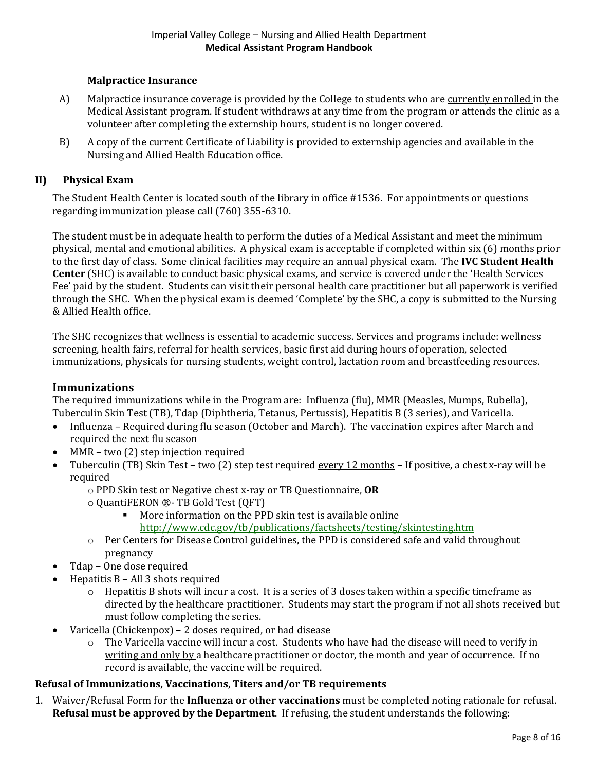### Malpractice Insurance

A) Malpractice insurance coverage is provided by the College to students who are currently enrolled in the Medical Assistant program. If student withdraws at any time from the program or attends the clinic as a volunteer after completing the externship hours, student is no longer covered.

B) A copy of the current Certificate of Liability is provided to externship agencies and available in the Nursing and Allied Health Education office.

## II) Physical Exam

The Student Health Center is located south of the library in office #1536. For appointments or questions regarding immunization please call (760) 355-6310.

The student must be in adequate health to perform the duties of a Medical Assistant and meet the minimum physical, mental and emotional abilities. A physical exam is acceptable if completed within six (6) months prior to the first day of class. Some clinical facilities may require an annual physical exam. The **IVC Student Health Center** (SHC) is available to conduct basic physical exams, and service is covered under the 'Health Services Fee' paid by the student. Students can visit their personal health care practitioner but all paperwork is verified through the SHC. When the physical exam is deemed 'Complete' by the SHC, a copy is submitted to the Nursing & Allied Health office.

The SHC recognizes that wellness is essential to academic success. Services and programs include: wellness screening, health fairs, referral for health services, basic first aid during hours of operation, selected immunizations, physicals for nursing students, weight control, lactation room and breastfeeding resources.

## Immunizations

The required immunizations while in the Program are: Influenza (flu), MMR (Measles, Mumps, Rubella), Tuberculin Skin Test (TB), Tdap (Diphtheria, Tetanus, Pertussis), Hepatitis B (3 series), and Varicella.

- Influenza – Required during flu season (October and March). The vaccination expires after March and required the next flu season
- MMR – two (2) step injection required
- Tuberculin (TB) Skin Test – two (2) step test required every 12 months – If positive, a chest x-ray will be required
  - PPD Skin test or Negative chest x-ray or TB Questionnaire, **OR**
  - QuantiFERON ®- TB Gold Test (QFT)
    - More information on the PPD skin test is available online http://www.cdc.gov/tb/publications/factsheets/testing/skintesting.htm
  - Per Centers for Disease Control guidelines, the PPD is considered safe and valid throughout pregnancy
- Tdap – One dose required
- Hepatitis B – All 3 shots required
  - Hepatitis B shots will incur a cost. It is a series of 3 doses taken within a specific timeframe as directed by the healthcare practitioner. Students may start the program if not all shots received but must follow completing the series.
- Varicella (Chickenpox) – 2 doses required, or had disease
  - The Varicella vaccine will incur a cost. Students who have had the disease will need to verify in writing and only by a healthcare practitioner or doctor, the month and year of occurrence. If no record is available, the vaccine will be required.

### Refusal of Immunizations, Vaccinations, Titers and/or TB requirements

1. Waiver/Refusal Form for the **Influenza or other vaccinations** must be completed noting rationale for refusal. **Refusal must be approved by the Department**. If refusing, the student understands the following: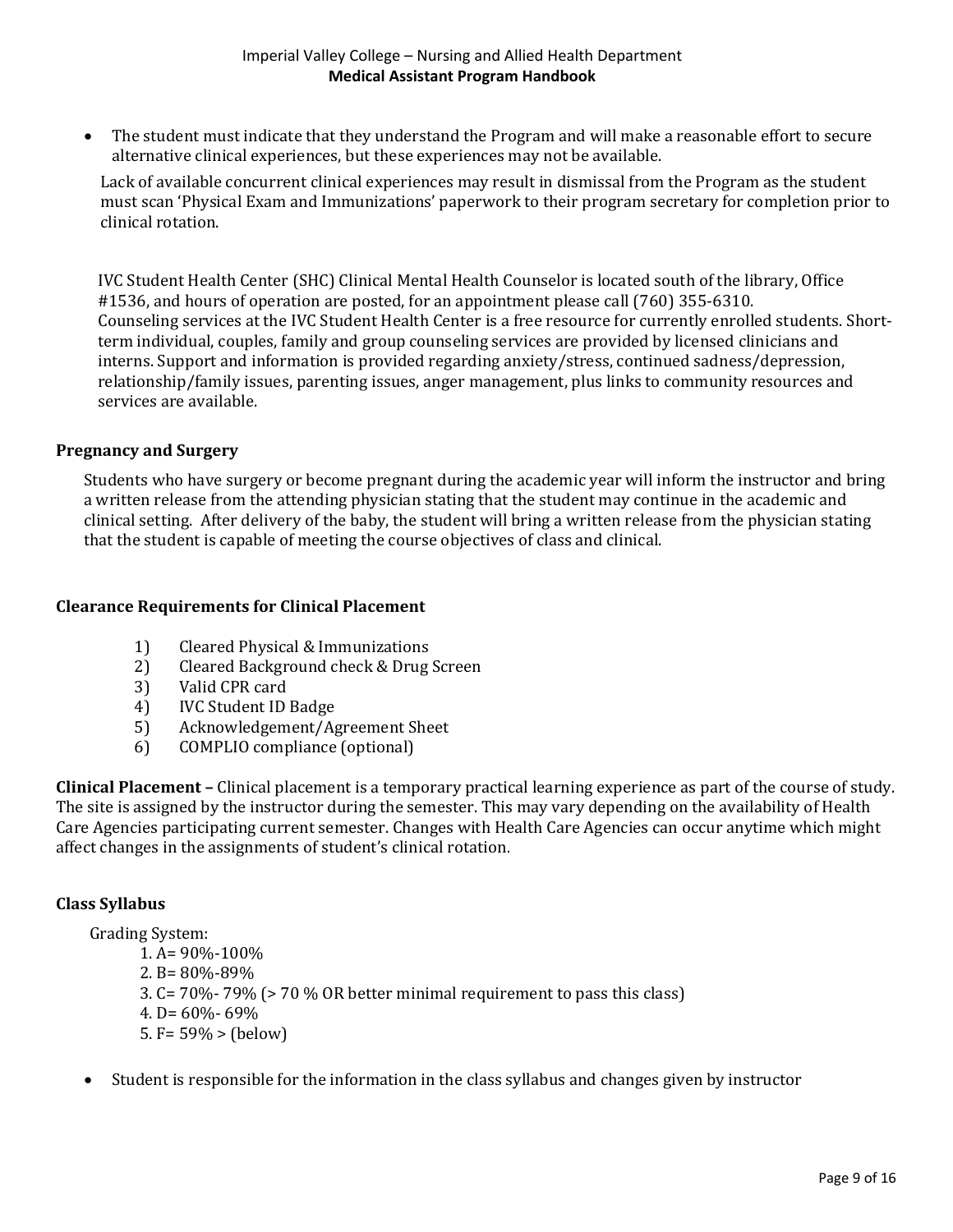- The student must indicate that they understand the Program and will make a reasonable effort to secure alternative clinical experiences, but these experiences may not be available.

  Lack of available concurrent clinical experiences may result in dismissal from the Program as the student must scan 'Physical Exam and Immunizations' paperwork to their program secretary for completion prior to clinical rotation.

  IVC Student Health Center (SHC) Clinical Mental Health Counselor is located south of the library, Office #1536, and hours of operation are posted, for an appointment please call (760) 355-6310. Counseling services at the IVC Student Health Center is a free resource for currently enrolled students. Short-term individual, couples, family and group counseling services are provided by licensed clinicians and interns. Support and information is provided regarding anxiety/stress, continued sadness/depression, relationship/family issues, parenting issues, anger management, plus links to community resources and services are available.

### Pregnancy and Surgery

Students who have surgery or become pregnant during the academic year will inform the instructor and bring a written release from the attending physician stating that the student may continue in the academic and clinical setting. After delivery of the baby, the student will bring a written release from the physician stating that the student is capable of meeting the course objectives of class and clinical.

### Clearance Requirements for Clinical Placement

1) Cleared Physical & Immunizations
2) Cleared Background check & Drug Screen
3) Valid CPR card
4) IVC Student ID Badge
5) Acknowledgement/Agreement Sheet
6) COMPLIO compliance (optional)

**Clinical Placement –** Clinical placement is a temporary practical learning experience as part of the course of study. The site is assigned by the instructor during the semester. This may vary depending on the availability of Health Care Agencies participating current semester. Changes with Health Care Agencies can occur anytime which might affect changes in the assignments of student's clinical rotation.

### Class Syllabus

Grading System:

1. A= 90%-100%
2. B= 80%-89%
3. C= 70%- 79% (> 70 % OR better minimal requirement to pass this class)
4. D= 60%- 69%
5. F= 59% > (below)

- Student is responsible for the information in the class syllabus and changes given by instructor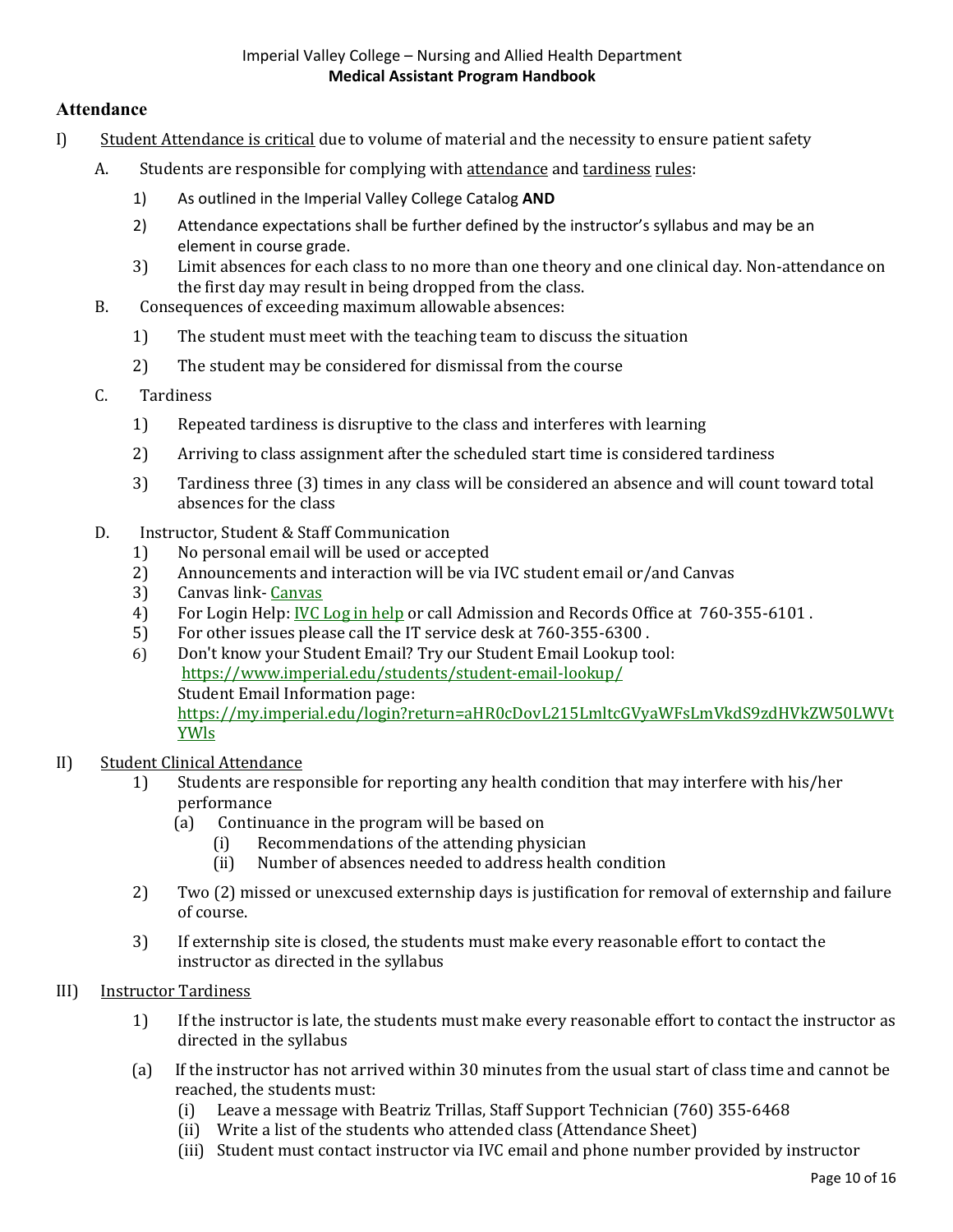## Attendance

I) Student Attendance is critical due to volume of material and the necessity to ensure patient safety

A. Students are responsible for complying with attendance and tardiness rules:

1) As outlined in the Imperial Valley College Catalog **AND**
2) Attendance expectations shall be further defined by the instructor's syllabus and may be an element in course grade.
3) Limit absences for each class to no more than one theory and one clinical day. Non-attendance on the first day may result in being dropped from the class.

B. Consequences of exceeding maximum allowable absences:

1) The student must meet with the teaching team to discuss the situation
2) The student may be considered for dismissal from the course

C. Tardiness

1) Repeated tardiness is disruptive to the class and interferes with learning
2) Arriving to class assignment after the scheduled start time is considered tardiness
3) Tardiness three (3) times in any class will be considered an absence and will count toward total absences for the class

D. Instructor, Student & Staff Communication

1) No personal email will be used or accepted
2) Announcements and interaction will be via IVC student email or/and Canvas
3) Canvas link- Canvas
4) For Login Help: IVC Log in help or call Admission and Records Office at 760-355-6101 .
5) For other issues please call the IT service desk at 760-355-6300 .
6) Don't know your Student Email? Try our Student Email Lookup tool: https://www.imperial.edu/students/student-email-lookup/
   Student Email Information page: https://my.imperial.edu/login?return=aHR0cDovL215LmltcGVyaWFsLmVkdS9zdHVkZW50LWVtYWls

II) Student Clinical Attendance

1) Students are responsible for reporting any health condition that may interfere with his/her performance
   (a) Continuance in the program will be based on
      (i) Recommendations of the attending physician
      (ii) Number of absences needed to address health condition
2) Two (2) missed or unexcused externship days is justification for removal of externship and failure of course.
3) If externship site is closed, the students must make every reasonable effort to contact the instructor as directed in the syllabus

III) Instructor Tardiness

1) If the instructor is late, the students must make every reasonable effort to contact the instructor as directed in the syllabus

(a) If the instructor has not arrived within 30 minutes from the usual start of class time and cannot be reached, the students must:
   (i) Leave a message with Beatriz Trillas, Staff Support Technician (760) 355-6468
   (ii) Write a list of the students who attended class (Attendance Sheet)
   (iii) Student must contact instructor via IVC email and phone number provided by instructor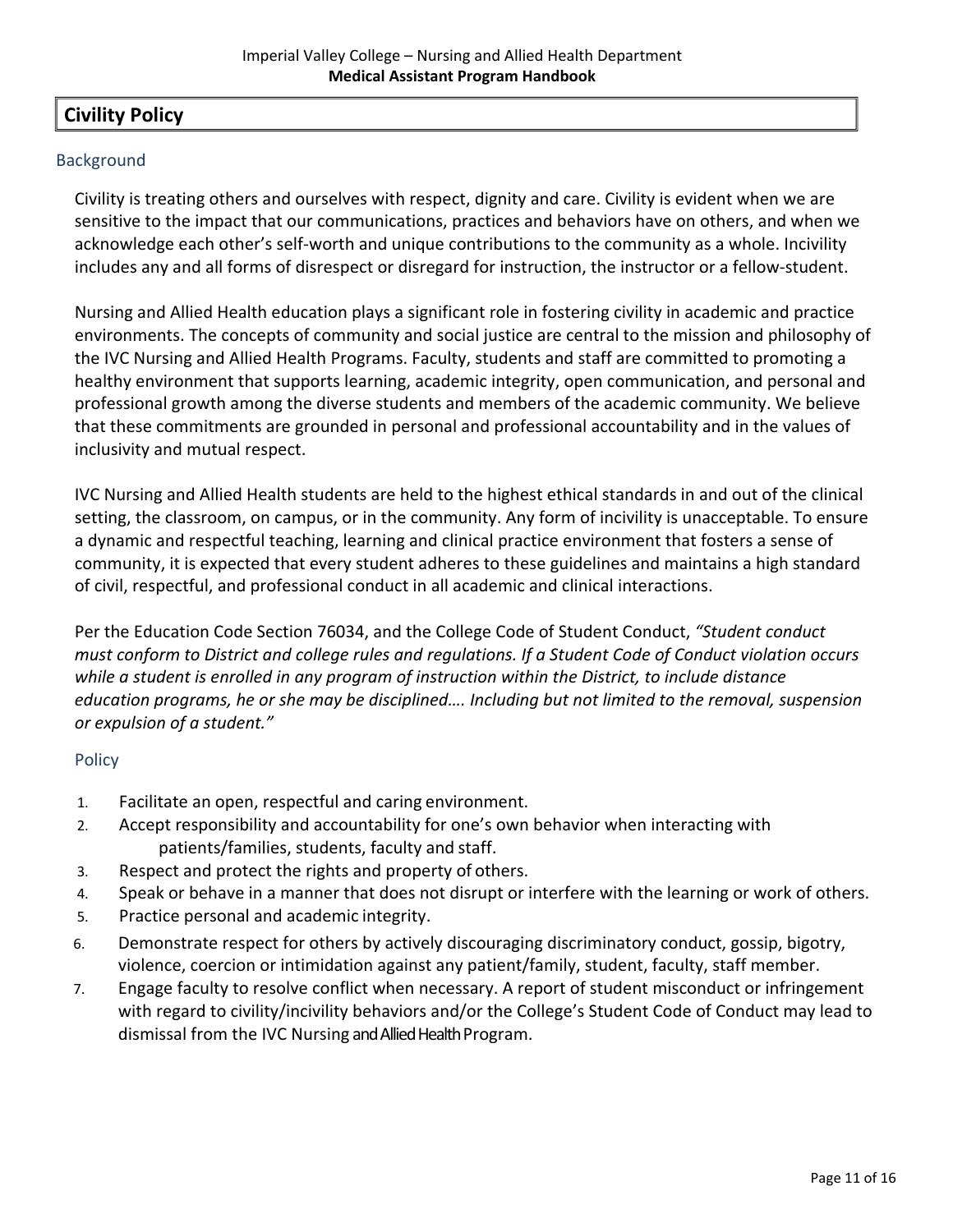## Civility Policy

### Background

Civility is treating others and ourselves with respect, dignity and care. Civility is evident when we are sensitive to the impact that our communications, practices and behaviors have on others, and when we acknowledge each other's self-worth and unique contributions to the community as a whole. Incivility includes any and all forms of disrespect or disregard for instruction, the instructor or a fellow-student.

Nursing and Allied Health education plays a significant role in fostering civility in academic and practice environments. The concepts of community and social justice are central to the mission and philosophy of the IVC Nursing and Allied Health Programs. Faculty, students and staff are committed to promoting a healthy environment that supports learning, academic integrity, open communication, and personal and professional growth among the diverse students and members of the academic community. We believe that these commitments are grounded in personal and professional accountability and in the values of inclusivity and mutual respect.

IVC Nursing and Allied Health students are held to the highest ethical standards in and out of the clinical setting, the classroom, on campus, or in the community. Any form of incivility is unacceptable. To ensure a dynamic and respectful teaching, learning and clinical practice environment that fosters a sense of community, it is expected that every student adheres to these guidelines and maintains a high standard of civil, respectful, and professional conduct in all academic and clinical interactions.

Per the Education Code Section 76034, and the College Code of Student Conduct, *"Student conduct must conform to District and college rules and regulations. If a Student Code of Conduct violation occurs while a student is enrolled in any program of instruction within the District, to include distance education programs, he or she may be disciplined…. Including but not limited to the removal, suspension or expulsion of a student."*

### Policy

1. Facilitate an open, respectful and caring environment.
2. Accept responsibility and accountability for one's own behavior when interacting with patients/families, students, faculty and staff.
3. Respect and protect the rights and property of others.
4. Speak or behave in a manner that does not disrupt or interfere with the learning or work of others.
5. Practice personal and academic integrity.
6. Demonstrate respect for others by actively discouraging discriminatory conduct, gossip, bigotry, violence, coercion or intimidation against any patient/family, student, faculty, staff member.
7. Engage faculty to resolve conflict when necessary. A report of student misconduct or infringement with regard to civility/incivility behaviors and/or the College's Student Code of Conduct may lead to dismissal from the IVC Nursing and Allied Health Program.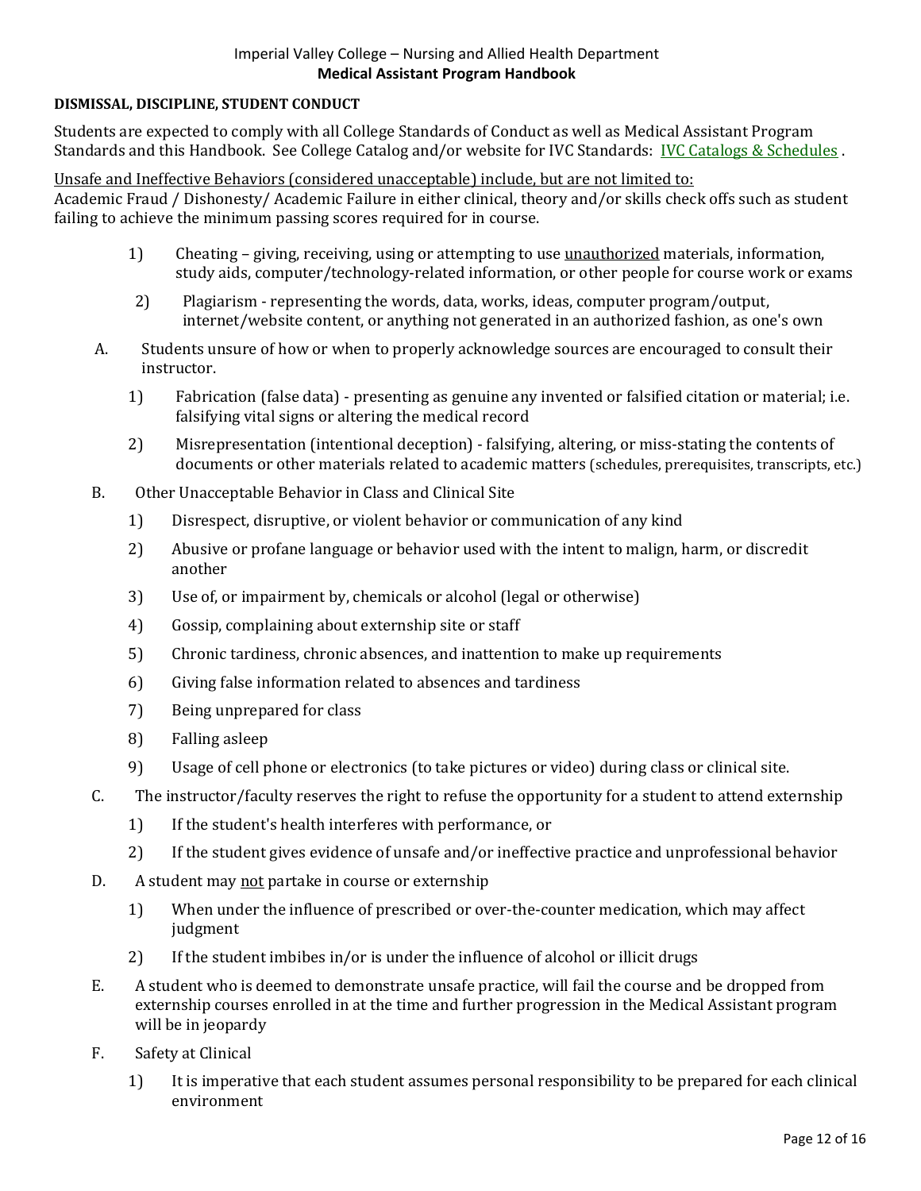**DISMISSAL, DISCIPLINE, STUDENT CONDUCT**

Students are expected to comply with all College Standards of Conduct as well as Medical Assistant Program Standards and this Handbook. See College Catalog and/or website for IVC Standards: [IVC Catalogs & Schedules](#) .

<u>Unsafe and Ineffective Behaviors (considered unacceptable) include, but are not limited to:</u>
Academic Fraud / Dishonesty/ Academic Failure in either clinical, theory and/or skills check offs such as student failing to achieve the minimum passing scores required for in course.

1) Cheating – giving, receiving, using or attempting to use <u>unauthorized</u> materials, information, study aids, computer/technology-related information, or other people for course work or exams
2) Plagiarism - representing the words, data, works, ideas, computer program/output, internet/website content, or anything not generated in an authorized fashion, as one's own

A. Students unsure of how or when to properly acknowledge sources are encouraged to consult their instructor.
   1) Fabrication (false data) - presenting as genuine any invented or falsified citation or material; i.e. falsifying vital signs or altering the medical record
   2) Misrepresentation (intentional deception) - falsifying, altering, or miss-stating the contents of documents or other materials related to academic matters (schedules, prerequisites, transcripts, etc.)

B. Other Unacceptable Behavior in Class and Clinical Site
   1) Disrespect, disruptive, or violent behavior or communication of any kind
   2) Abusive or profane language or behavior used with the intent to malign, harm, or discredit another
   3) Use of, or impairment by, chemicals or alcohol (legal or otherwise)
   4) Gossip, complaining about externship site or staff
   5) Chronic tardiness, chronic absences, and inattention to make up requirements
   6) Giving false information related to absences and tardiness
   7) Being unprepared for class
   8) Falling asleep
   9) Usage of cell phone or electronics (to take pictures or video) during class or clinical site.

C. The instructor/faculty reserves the right to refuse the opportunity for a student to attend externship
   1) If the student's health interferes with performance, or
   2) If the student gives evidence of unsafe and/or ineffective practice and unprofessional behavior

D. A student may <u>not</u> partake in course or externship
   1) When under the influence of prescribed or over-the-counter medication, which may affect judgment
   2) If the student imbibes in/or is under the influence of alcohol or illicit drugs

E. A student who is deemed to demonstrate unsafe practice, will fail the course and be dropped from externship courses enrolled in at the time and further progression in the Medical Assistant program will be in jeopardy

F. Safety at Clinical
   1) It is imperative that each student assumes personal responsibility to be prepared for each clinical environment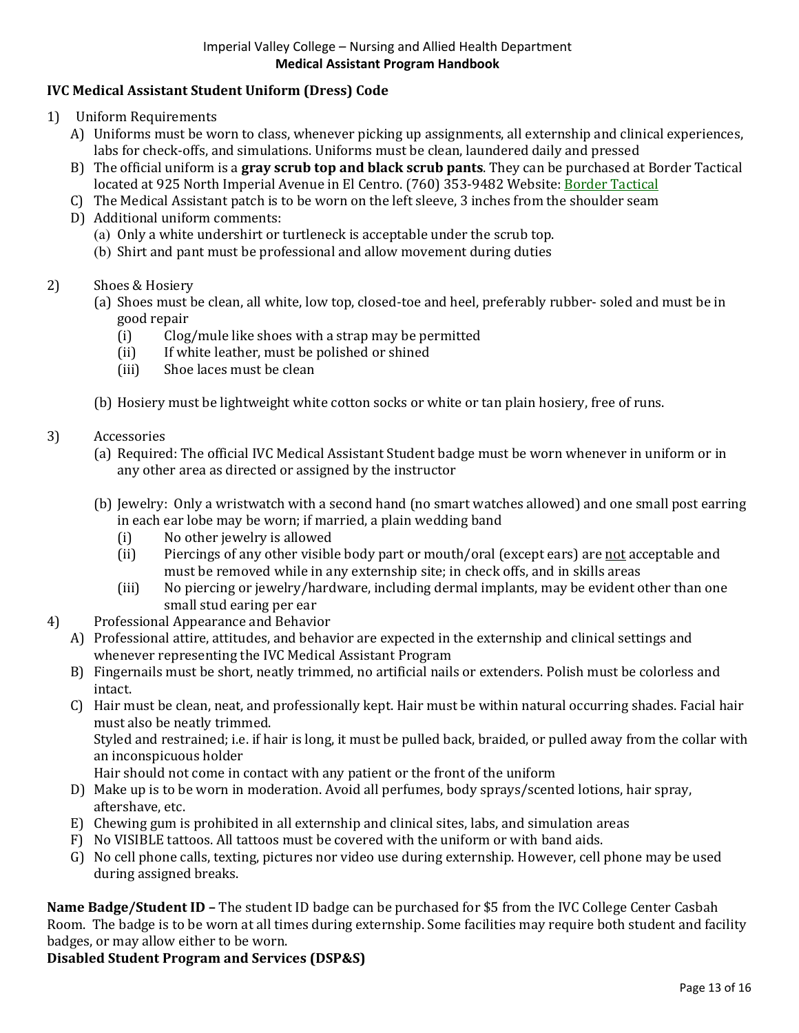## IVC Medical Assistant Student Uniform (Dress) Code

1) Uniform Requirements
   A) Uniforms must be worn to class, whenever picking up assignments, all externship and clinical experiences, labs for check-offs, and simulations. Uniforms must be clean, laundered daily and pressed
   B) The official uniform is a **gray scrub top and black scrub pants**. They can be purchased at Border Tactical located at 925 North Imperial Avenue in El Centro. (760) 353-9482 Website: Border Tactical
   C) The Medical Assistant patch is to be worn on the left sleeve, 3 inches from the shoulder seam
   D) Additional uniform comments:
      (a) Only a white undershirt or turtleneck is acceptable under the scrub top.
      (b) Shirt and pant must be professional and allow movement during duties

2) Shoes & Hosiery
   (a) Shoes must be clean, all white, low top, closed-toe and heel, preferably rubber- soled and must be in good repair
      (i) Clog/mule like shoes with a strap may be permitted
      (ii) If white leather, must be polished or shined
      (iii) Shoe laces must be clean

   (b) Hosiery must be lightweight white cotton socks or white or tan plain hosiery, free of runs.

3) Accessories
   (a) Required: The official IVC Medical Assistant Student badge must be worn whenever in uniform or in any other area as directed or assigned by the instructor

   (b) Jewelry: Only a wristwatch with a second hand (no smart watches allowed) and one small post earring in each ear lobe may be worn; if married, a plain wedding band
      (i) No other jewelry is allowed
      (ii) Piercings of any other visible body part or mouth/oral (except ears) are not acceptable and must be removed while in any externship site; in check offs, and in skills areas
      (iii) No piercing or jewelry/hardware, including dermal implants, may be evident other than one small stud earing per ear

4) Professional Appearance and Behavior
   A) Professional attire, attitudes, and behavior are expected in the externship and clinical settings and whenever representing the IVC Medical Assistant Program
   B) Fingernails must be short, neatly trimmed, no artificial nails or extenders. Polish must be colorless and intact.
   C) Hair must be clean, neat, and professionally kept. Hair must be within natural occurring shades. Facial hair must also be neatly trimmed.
      Styled and restrained; i.e. if hair is long, it must be pulled back, braided, or pulled away from the collar with an inconspicuous holder
      Hair should not come in contact with any patient or the front of the uniform
   D) Make up is to be worn in moderation. Avoid all perfumes, body sprays/scented lotions, hair spray, aftershave, etc.
   E) Chewing gum is prohibited in all externship and clinical sites, labs, and simulation areas
   F) No VISIBLE tattoos. All tattoos must be covered with the uniform or with band aids.
   G) No cell phone calls, texting, pictures nor video use during externship. However, cell phone may be used during assigned breaks.

**Name Badge/Student ID –** The student ID badge can be purchased for $5 from the IVC College Center Casbah Room. The badge is to be worn at all times during externship. Some facilities may require both student and facility badges, or may allow either to be worn.

**Disabled Student Program and Services (DSP&S)**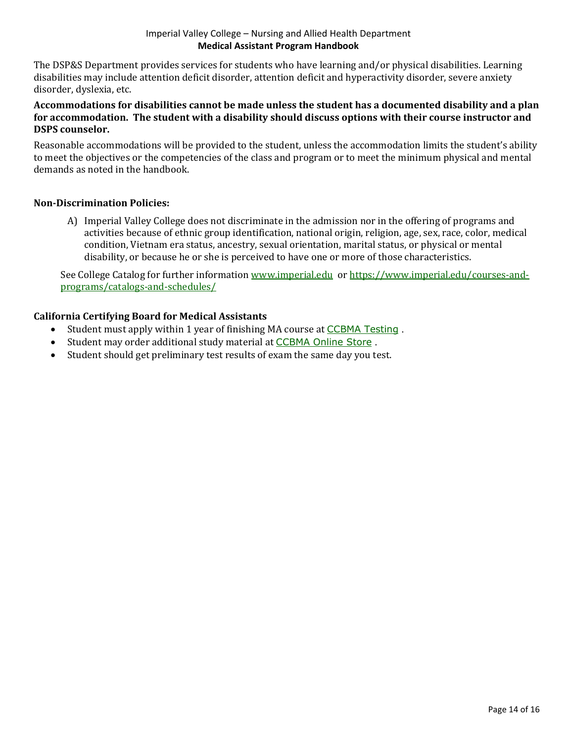The DSP&S Department provides services for students who have learning and/or physical disabilities. Learning disabilities may include attention deficit disorder, attention deficit and hyperactivity disorder, severe anxiety disorder, dyslexia, etc.

**Accommodations for disabilities cannot be made unless the student has a documented disability and a plan for accommodation. The student with a disability should discuss options with their course instructor and DSPS counselor.**

Reasonable accommodations will be provided to the student, unless the accommodation limits the student's ability to meet the objectives or the competencies of the class and program or to meet the minimum physical and mental demands as noted in the handbook.

### Non-Discrimination Policies:

A) Imperial Valley College does not discriminate in the admission nor in the offering of programs and activities because of ethnic group identification, national origin, religion, age, sex, race, color, medical condition, Vietnam era status, ancestry, sexual orientation, marital status, or physical or mental disability, or because he or she is perceived to have one or more of those characteristics.

See College Catalog for further information www.imperial.edu or https://www.imperial.edu/courses-and-programs/catalogs-and-schedules/

### California Certifying Board for Medical Assistants

- Student must apply within 1 year of finishing MA course at CCBMA Testing .
- Student may order additional study material at CCBMA Online Store .
- Student should get preliminary test results of exam the same day you test.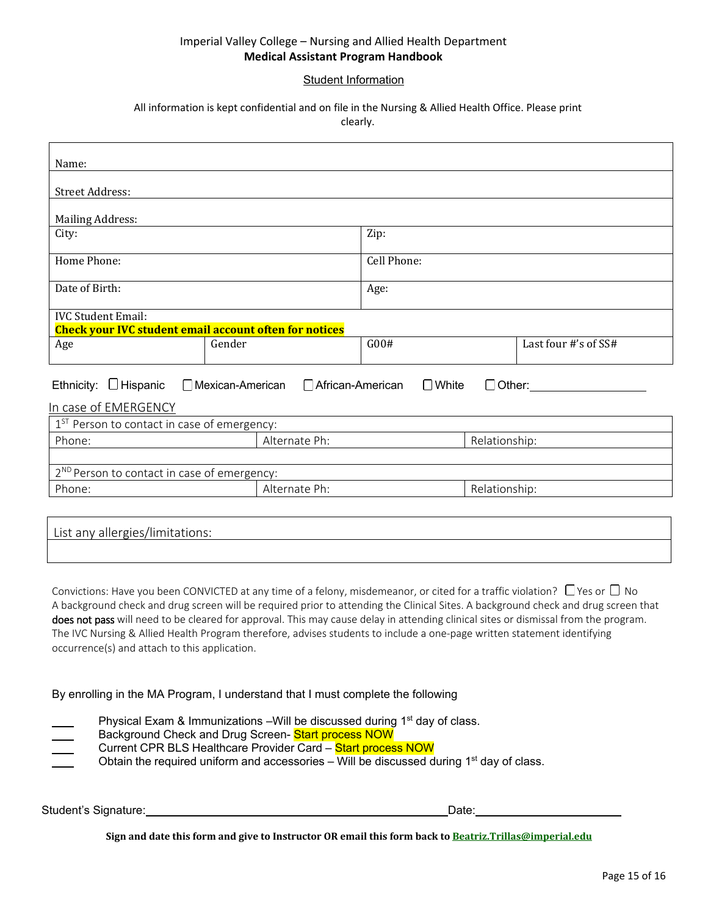Imperial Valley College – Nursing and Allied Health Department
**Medical Assistant Program Handbook**

## Student Information

All information is kept confidential and on file in the Nursing & Allied Health Office. Please print clearly.

| | | | |
|---|---|---|---|
| Name: | | | |
| Street Address: | | | |
| Mailing Address: | | | |
| City: | | Zip: | |
| Home Phone: | | Cell Phone: | |
| Date of Birth: | | Age: | |
| IVC Student Email: **Check your IVC student email account often for notices** | | | |
| Age | Gender | G00# | Last four #'s of SS# |

Ethnicity: ☐ Hispanic ☐ Mexican-American ☐ African-American ☐ White ☐ Other:________________

In case of EMERGENCY

| | | |
|---|---|---|
| 1[ST] Person to contact in case of emergency: | | |
| Phone: | Alternate Ph: | Relationship: |
| | | |
| 2[ND] Person to contact in case of emergency: | | |
| Phone: | Alternate Ph: | Relationship: |

| List any allergies/limitations: |
|---|
| |

Convictions: Have you been CONVICTED at any time of a felony, misdemeanor, or cited for a traffic violation? ☐ Yes or ☐ No
A background check and drug screen will be required prior to attending the Clinical Sites. A background check and drug screen that does not pass will need to be cleared for approval. This may cause delay in attending clinical sites or dismissal from the program. The IVC Nursing & Allied Health Program therefore, advises students to include a one-page written statement identifying occurrence(s) and attach to this application.

By enrolling in the MA Program, I understand that I must complete the following

- ___ Physical Exam & Immunizations –Will be discussed during 1st day of class.
- ___ Background Check and Drug Screen- Start process NOW
- ___ Current CPR BLS Healthcare Provider Card – Start process NOW
- ___ Obtain the required uniform and accessories – Will be discussed during 1st day of class.

Student's Signature:____________________________________________ Date:______________________

**Sign and date this form and give to Instructor OR email this form back to Beatriz.Trillas@imperial.edu**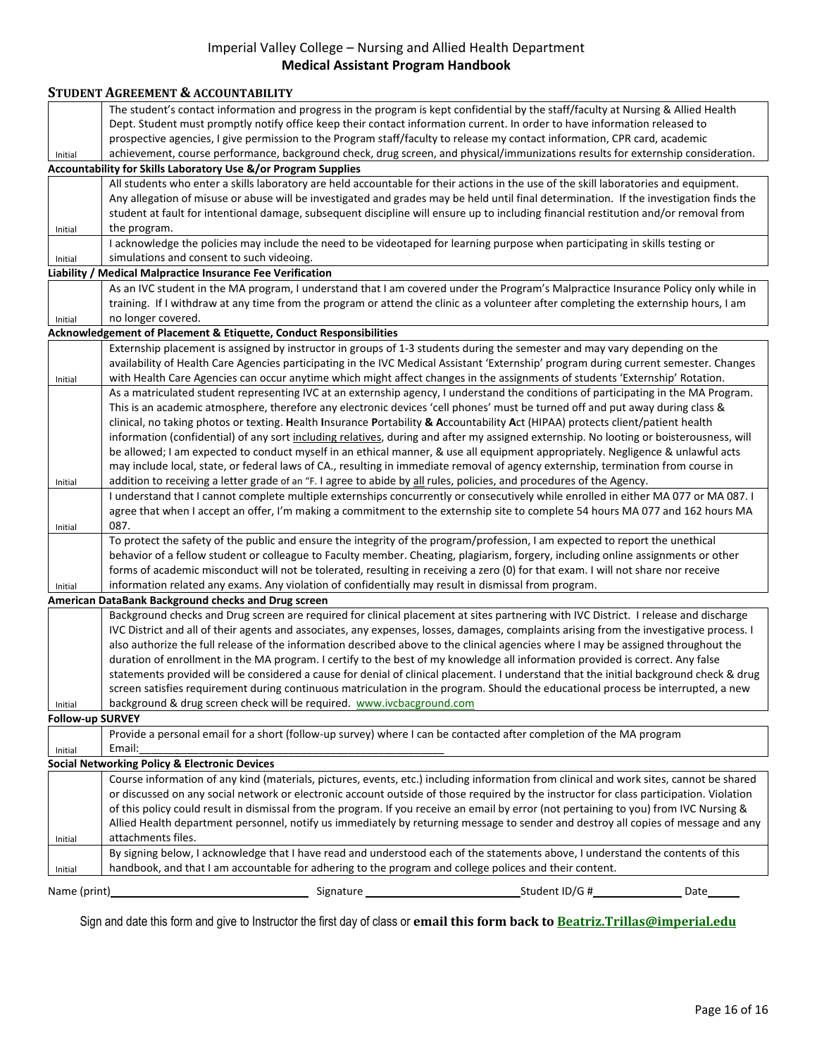## STUDENT AGREEMENT & ACCOUNTABILITY

| | |
|---|---|
| Initial | The student's contact information and progress in the program is kept confidential by the staff/faculty at Nursing & Allied Health Dept. Student must promptly notify office keep their contact information current. In order to have information released to prospective agencies, I give permission to the Program staff/faculty to release my contact information, CPR card, academic achievement, course performance, background check, drug screen, and physical/immunizations results for externship consideration. |

**Accountability for Skills Laboratory Use &/or Program Supplies**

| | |
|---|---|
| Initial | All students who enter a skills laboratory are held accountable for their actions in the use of the skill laboratories and equipment. Any allegation of misuse or abuse will be investigated and grades may be held until final determination. If the investigation finds the student at fault for intentional damage, subsequent discipline will ensure up to including financial restitution and/or removal from the program. |
| Initial | I acknowledge the policies may include the need to be videotaped for learning purpose when participating in skills testing or simulations and consent to such videoing. |

**Liability / Medical Malpractice Insurance Fee Verification**

| | |
|---|---|
| Initial | As an IVC student in the MA program, I understand that I am covered under the Program's Malpractice Insurance Policy only while in training. If I withdraw at any time from the program or attend the clinic as a volunteer after completing the externship hours, I am no longer covered. |

**Acknowledgement of Placement & Etiquette, Conduct Responsibilities**

| | |
|---|---|
| Initial | Externship placement is assigned by instructor in groups of 1-3 students during the semester and may vary depending on the availability of Health Care Agencies participating in the IVC Medical Assistant 'Externship' program during current semester. Changes with Health Care Agencies can occur anytime which might affect changes in the assignments of students 'Externship' Rotation. |
| Initial | As a matriculated student representing IVC at an externship agency, I understand the conditions of participating in the MA Program. This is an academic atmosphere, therefore any electronic devices 'cell phones' must be turned off and put away during class & clinical, no taking photos or texting. **H**ealth **I**nsurance **P**ortability **& A**ccountability **A**ct (HIPAA) protects client/patient health information (confidential) of any sort including relatives, during and after my assigned externship. No looting or boisterousness, will be allowed; I am expected to conduct myself in an ethical manner, & use all equipment appropriately. Negligence & unlawful acts may include local, state, or federal laws of CA., resulting in immediate removal of agency externship, termination from course in addition to receiving a letter grade of an "F. I agree to abide by all rules, policies, and procedures of the Agency. |
| Initial | I understand that I cannot complete multiple externships concurrently or consecutively while enrolled in either MA 077 or MA 087. I agree that when I accept an offer, I'm making a commitment to the externship site to complete 54 hours MA 077 and 162 hours MA 087. |
| Initial | To protect the safety of the public and ensure the integrity of the program/profession, I am expected to report the unethical behavior of a fellow student or colleague to Faculty member. Cheating, plagiarism, forgery, including online assignments or other forms of academic misconduct will not be tolerated, resulting in receiving a zero (0) for that exam. I will not share nor receive information related any exams. Any violation of confidentially may result in dismissal from program. |

**American DataBank Background checks and Drug screen**

| | |
|---|---|
| Initial | Background checks and Drug screen are required for clinical placement at sites partnering with IVC District. I release and discharge IVC District and all of their agents and associates, any expenses, losses, damages, complaints arising from the investigative process. I also authorize the full release of the information described above to the clinical agencies where I may be assigned throughout the duration of enrollment in the MA program. I certify to the best of my knowledge all information provided is correct. Any false statements provided will be considered a cause for denial of clinical placement. I understand that the initial background check & drug screen satisfies requirement during continuous matriculation in the program. Should the educational process be interrupted, a new background & drug screen check will be required. www.ivcbacground.com |

**Follow-up SURVEY**

| | |
|---|---|
| Initial | Provide a personal email for a short (follow-up survey) where I can be contacted after completion of the MA program Email:_____________________________________________________ |

**Social Networking Policy & Electronic Devices**

| | |
|---|---|
| Initial | Course information of any kind (materials, pictures, events, etc.) including information from clinical and work sites, cannot be shared or discussed on any social network or electronic account outside of those required by the instructor for class participation. Violation of this policy could result in dismissal from the program. If you receive an email by error (not pertaining to you) from IVC Nursing & Allied Health department personnel, notify us immediately by returning message to sender and destroy all copies of message and any attachments files. |
| Initial | By signing below, I acknowledge that I have read and understood each of the statements above, I understand the contents of this handbook, and that I am accountable for adhering to the program and college polices and their content. |

Name (print)________________________ Signature ________________________ Student ID/G #______________ Date______

Sign and date this form and give to Instructor the first day of class or **email this form back to Beatriz.Trillas@imperial.edu**